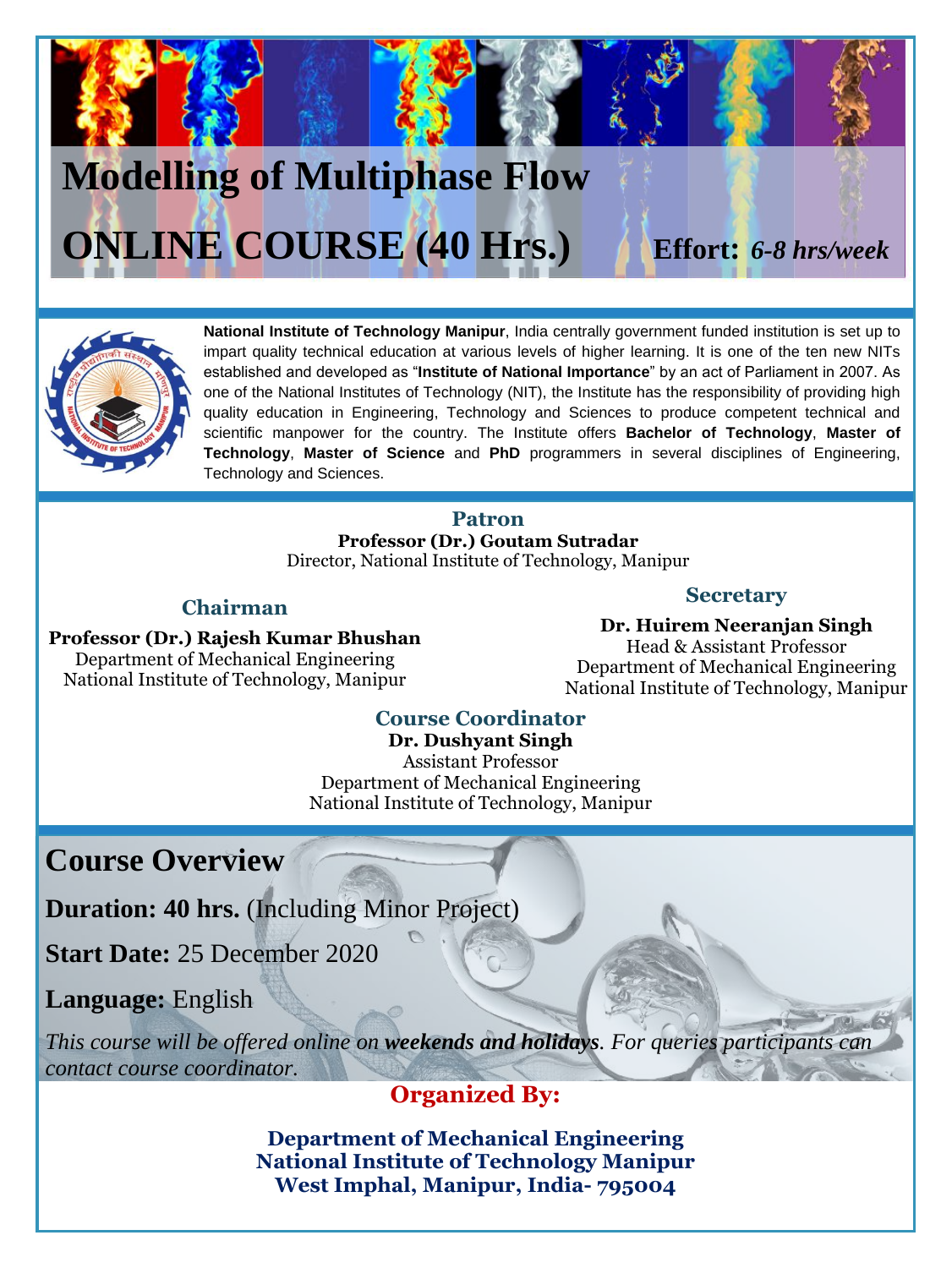# Modelling of Multiphase Flow

# ONLINE COURSE (40 Hrs.)

**Effort:** ***6-8 hrs/week***

**National Institute of Technology Manipur**, India centrally government funded institution is set up to impart quality technical education at various levels of higher learning. It is one of the ten new NITs established and developed as "**Institute of National Importance**" by an act of Parliament in 2007. As one of the National Institutes of Technology (NIT), the Institute has the responsibility of providing high quality education in Engineering, Technology and Sciences to produce competent technical and scientific manpower for the country. The Institute offers **Bachelor of Technology**, **Master of Technology**, **Master of Science** and **PhD** programmers in several disciplines of Engineering, Technology and Sciences.

### Patron

**Professor (Dr.) Goutam Sutradar**
Director, National Institute of Technology, Manipur

### Chairman

**Professor (Dr.) Rajesh Kumar Bhushan**
Department of Mechanical Engineering
National Institute of Technology, Manipur

### Secretary

**Dr. Huirem Neeranjan Singh**
Head & Assistant Professor
Department of Mechanical Engineering
National Institute of Technology, Manipur

### Course Coordinator

**Dr. Dushyant Singh**
Assistant Professor
Department of Mechanical Engineering
National Institute of Technology, Manipur

## Course Overview

**Duration: 40 hrs.** (Including Minor Project)

**Start Date:** 25 December 2020

**Language:** English

*This course will be offered online on **weekends and holidays**. For queries participants can contact course coordinator.*

### Organized By:

**Department of Mechanical Engineering**
**National Institute of Technology Manipur**
**West Imphal, Manipur, India- 795004**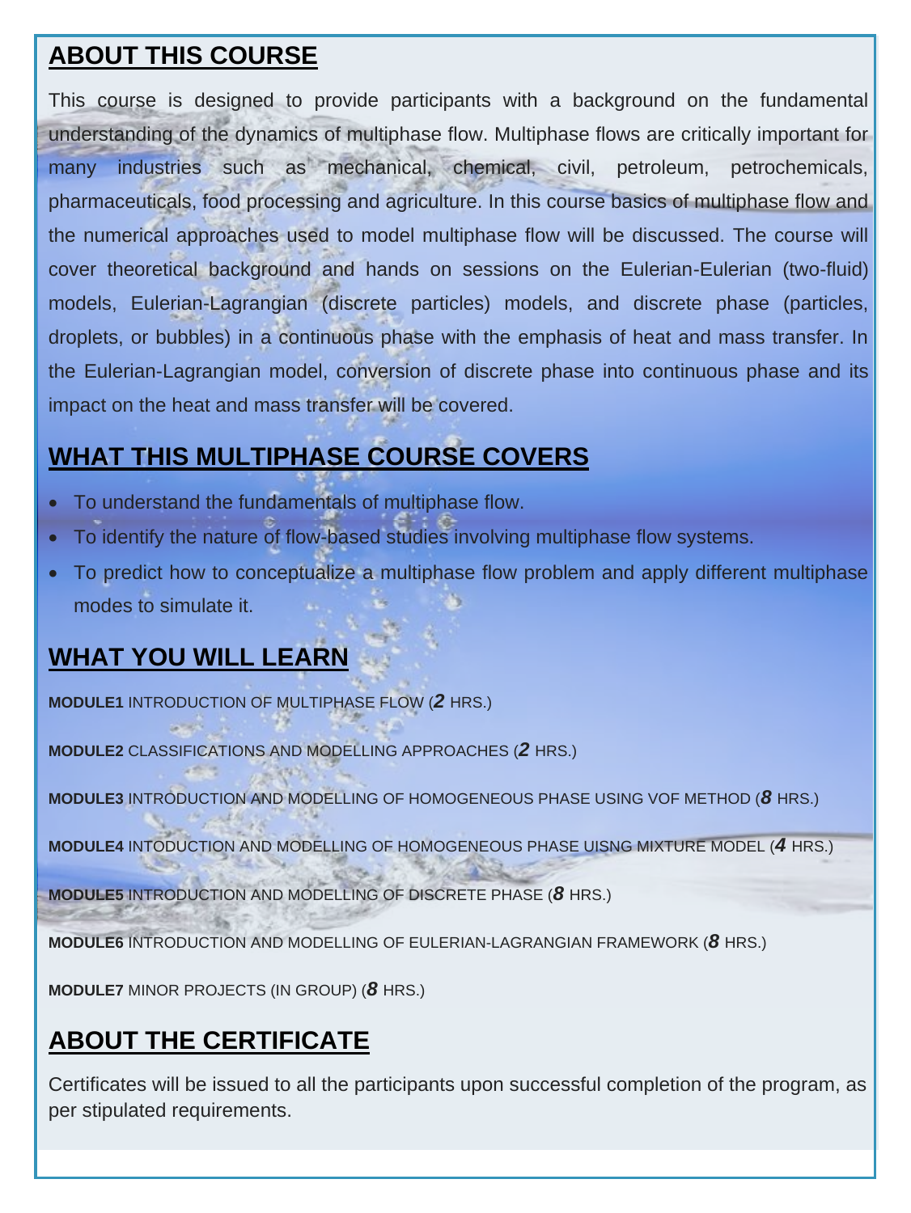## ABOUT THIS COURSE

This course is designed to provide participants with a background on the fundamental understanding of the dynamics of multiphase flow. Multiphase flows are critically important for many industries such as mechanical, chemical, civil, petroleum, petrochemicals, pharmaceuticals, food processing and agriculture. In this course basics of multiphase flow and the numerical approaches used to model multiphase flow will be discussed. The course will cover theoretical background and hands on sessions on the Eulerian-Eulerian (two-fluid) models, Eulerian-Lagrangian (discrete particles) models, and discrete phase (particles, droplets, or bubbles) in a continuous phase with the emphasis of heat and mass transfer. In the Eulerian-Lagrangian model, conversion of discrete phase into continuous phase and its impact on the heat and mass transfer will be covered.

## WHAT THIS MULTIPHASE COURSE COVERS

- To understand the fundamentals of multiphase flow.
- To identify the nature of flow-based studies involving multiphase flow systems.
- To predict how to conceptualize a multiphase flow problem and apply different multiphase modes to simulate it.

## WHAT YOU WILL LEARN

**MODULE1** INTRODUCTION OF MULTIPHASE FLOW (***2*** HRS.)

**MODULE2** CLASSIFICATIONS AND MODELLING APPROACHES (***2*** HRS.)

**MODULE3** INTRODUCTION AND MODELLING OF HOMOGENEOUS PHASE USING VOF METHOD (***8*** HRS.)

**MODULE4** INTODUCTION AND MODELLING OF HOMOGENEOUS PHASE UISNG MIXTURE MODEL (***4*** HRS.)

**MODULE5** INTRODUCTION AND MODELLING OF DISCRETE PHASE (***8*** HRS.)

**MODULE6** INTRODUCTION AND MODELLING OF EULERIAN-LAGRANGIAN FRAMEWORK (***8*** HRS.)

**MODULE7** MINOR PROJECTS (IN GROUP) (***8*** HRS.)

## ABOUT THE CERTIFICATE

Certificates will be issued to all the participants upon successful completion of the program, as per stipulated requirements.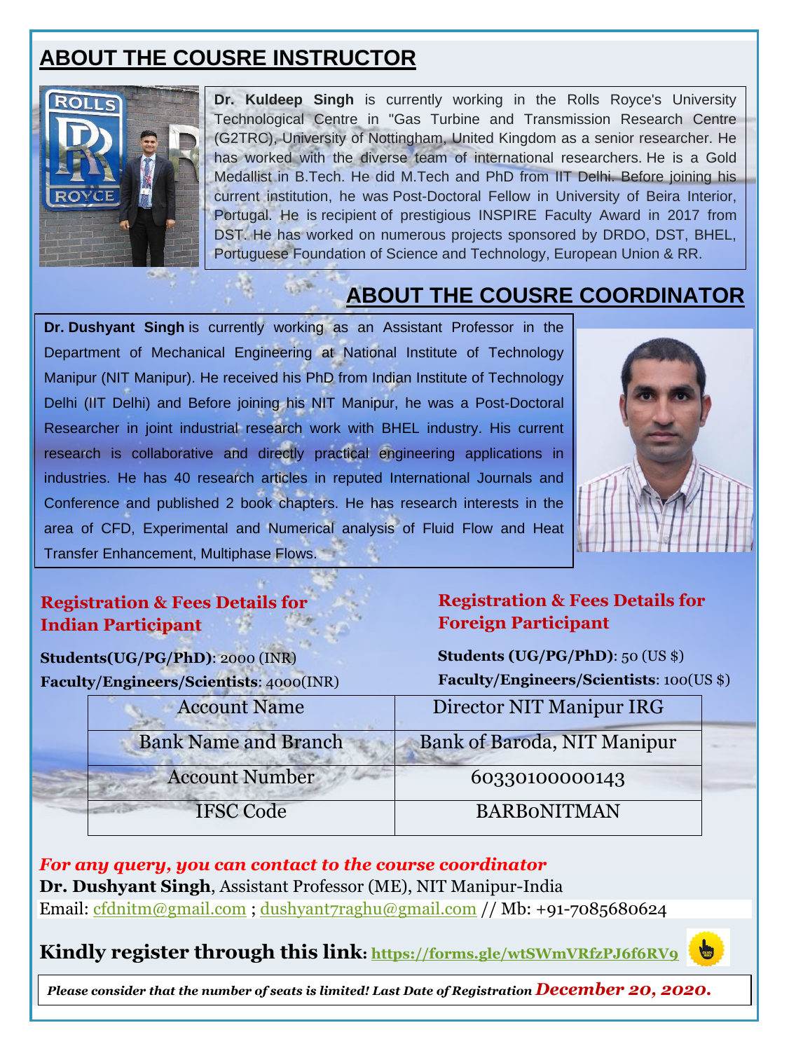## ABOUT THE COUSRE INSTRUCTOR

**Dr. Kuldeep Singh** is currently working in the Rolls Royce's University Technological Centre in "Gas Turbine and Transmission Research Centre (G2TRC), University of Nottingham, United Kingdom as a senior researcher. He has worked with the diverse team of international researchers. He is a Gold Medallist in B.Tech. He did M.Tech and PhD from IIT Delhi. Before joining his current institution, he was Post-Doctoral Fellow in University of Beira Interior, Portugal. He is recipient of prestigious INSPIRE Faculty Award in 2017 from DST. He has worked on numerous projects sponsored by DRDO, DST, BHEL, Portuguese Foundation of Science and Technology, European Union & RR.

## ABOUT THE COUSRE COORDINATOR

**Dr. Dushyant Singh** is currently working as an Assistant Professor in the Department of Mechanical Engineering at National Institute of Technology Manipur (NIT Manipur). He received his PhD from Indian Institute of Technology Delhi (IIT Delhi) and Before joining his NIT Manipur, he was a Post-Doctoral Researcher in joint industrial research work with BHEL industry. His current research is collaborative and directly practical engineering applications in industries. He has 40 research articles in reputed International Journals and Conference and published 2 book chapters. He has research interests in the area of CFD, Experimental and Numerical analysis of Fluid Flow and Heat Transfer Enhancement, Multiphase Flows.

### Registration & Fees Details for Indian Participant

**Students(UG/PG/PhD)**: 2000 (INR)
**Faculty/Engineers/Scientists**: 4000(INR)

### Registration & Fees Details for Foreign Participant

**Students (UG/PG/PhD)**: 50 (US $)
**Faculty/Engineers/Scientists**: 100(US $)

| | |
|---|---|
| Account Name | Director NIT Manipur IRG |
| Bank Name and Branch | Bank of Baroda, NIT Manipur |
| Account Number | 60330100000143 |
| IFSC Code | BARB0NITMAN |

***For any query, you can contact to the course coordinator***
**Dr. Dushyant Singh**, Assistant Professor (ME), NIT Manipur-India
Email: cfdnitm@gmail.com ; dushyant7raghu@gmail.com // Mb: +91-7085680624

**Kindly register through this link: https://forms.gle/wtSWmVRfzPJ6f6RV9**

***Please consider that the number of seats is limited! Last Date of Registration December 20, 2020.***